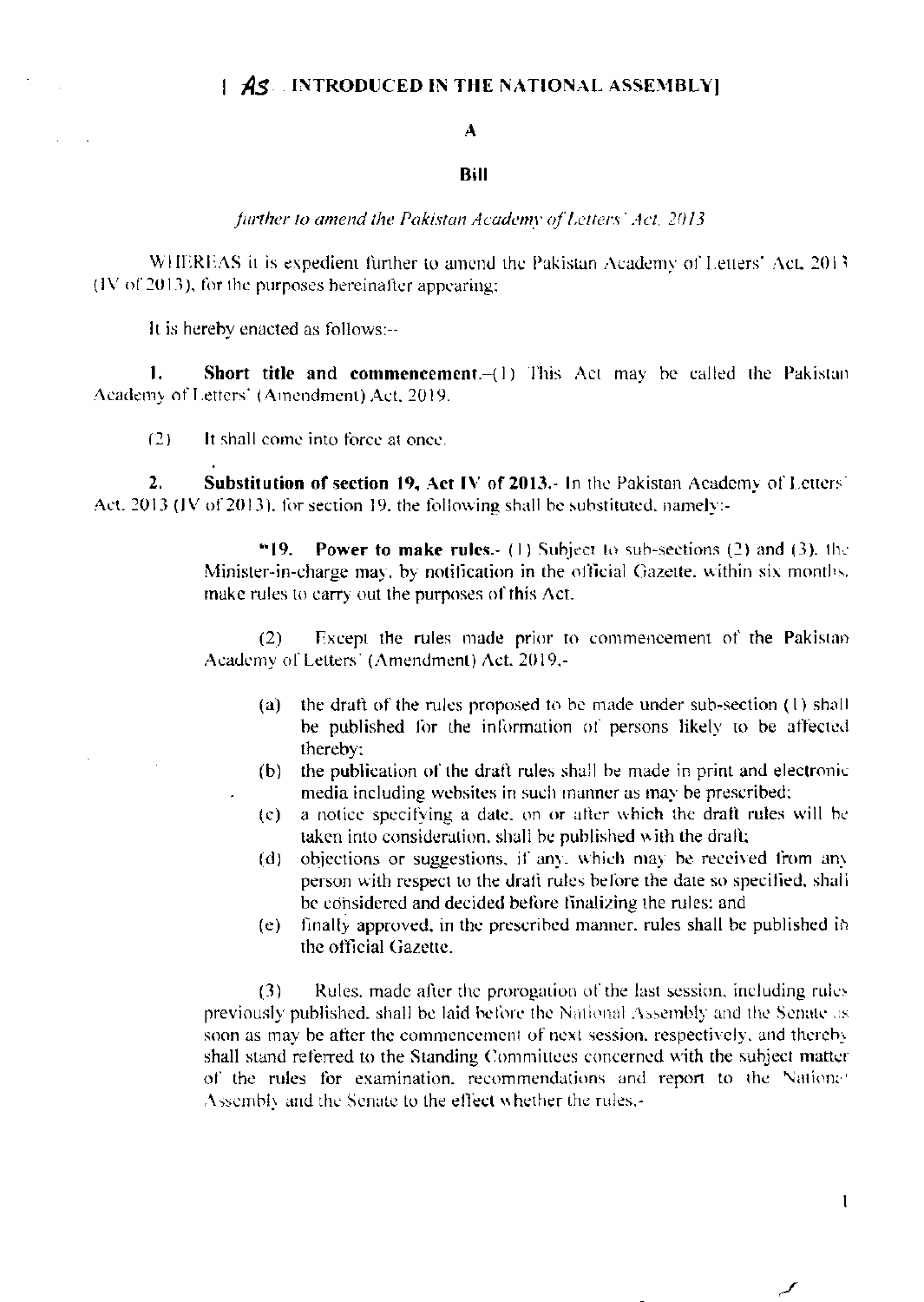[ *AS* INTRODUCED IN THE NATIONAL ASSEMBLY]

**A**

**Bill**

*further to amend the Pakistan Academy of Letters' Act, 2013*

WHEREAS it is expedient further to amend the Pakistan Academy of Letters' Act, 2013 (IV of 2013), for the purposes hereinafter appearing;

It is hereby enacted as follows:--

**1. Short title and commencement.**--(1) This Act may be called the Pakistan Academy of Letters' (Amendment) Act, 2019.

(2) It shall come into force at once.

**2. Substitution of section 19, Act IV of 2013.**- In the Pakistan Academy of Letters' Act, 2013 (IV of 2013), for section 19, the following shall be substituted, namely:-

> "**19. Power to make rules.**- (1) Subject to sub-sections (2) and (3), the Minister-in-charge may, by notification in the official Gazette, within six months, make rules to carry out the purposes of this Act.
>
> (2) Except the rules made prior to commencement of the Pakistan Academy of Letters' (Amendment) Act, 2019,-
>
> (a) the draft of the rules proposed to be made under sub-section (1) shall be published for the information of persons likely to be affected thereby;
>
> (b) the publication of the draft rules shall be made in print and electronic media including websites in such manner as may be prescribed;
>
> (c) a notice specifying a date, on or after which the draft rules will be taken into consideration, shall be published with the draft;
>
> (d) objections or suggestions, if any, which may be received from any person with respect to the draft rules before the date so specified, shall be considered and decided before finalizing the rules; and
>
> (e) finally approved, in the prescribed manner, rules shall be published in the official Gazette.
>
> (3) Rules, made after the prorogation of the last session, including rules previously published, shall be laid before the National Assembly and the Senate as soon as may be after the commencement of next session, respectively, and thereby shall stand referred to the Standing Committees concerned with the subject matter of the rules for examination, recommendations and report to the National Assembly and the Senate to the effect whether the rules,-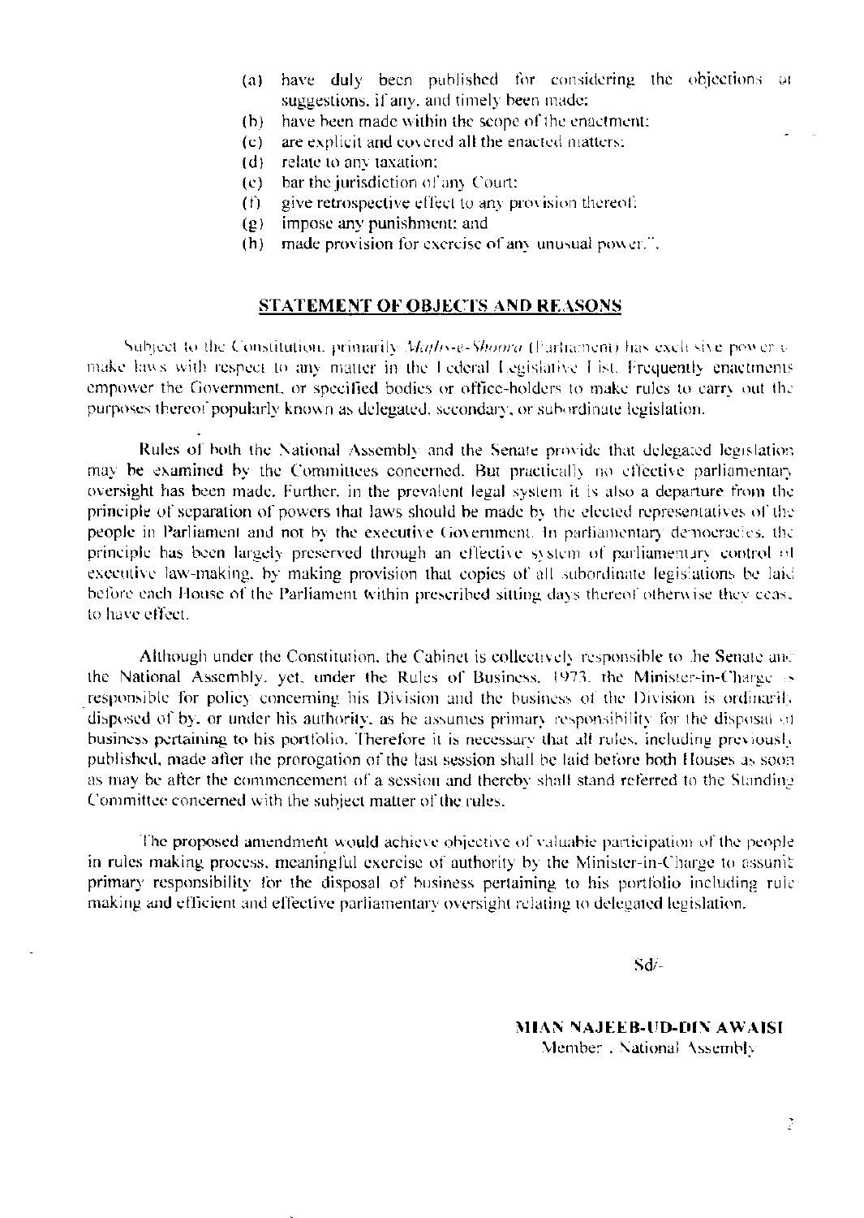(a) have duly been published for considering the objections or suggestions, if any, and timely been made;
(b) have been made within the scope of the enactment;
(c) are explicit and covered all the enacted matters;
(d) relate to any taxation;
(e) bar the jurisdiction of any Court;
(f) give retrospective effect to any provision thereof;
(g) impose any punishment; and
(h) made provision for exercise of any unusual power.".

## STATEMENT OF OBJECTS AND REASONS

Subject to the Constitution, primarily *Majlis-e-Shoora* (Parliament) has exclusive power to make laws with respect to any matter in the Federal Legislative List. Frequently enactments empower the Government, or specified bodies or office-holders to make rules to carry out the purposes thereof popularly known as delegated, secondary, or subordinate legislation.

Rules of both the National Assembly and the Senate provide that delegated legislation may be examined by the Committees concerned. But practically no effective parliamentary oversight has been made. Further, in the prevalent legal system it is also a departure from the principle of separation of powers that laws should be made by the elected representatives of the people in Parliament and not by the executive Government. In parliamentary democracies, the principle has been largely preserved through an effective system of parliamentary control of executive law-making, by making provision that copies of all subordinate legislations be laid before each House of the Parliament within prescribed sitting days thereof otherwise they cease to have effect.

Although under the Constitution, the Cabinet is collectively responsible to the Senate and the National Assembly, yet, under the Rules of Business, 1973, the Minister-in-Charge is responsible for policy concerning his Division and the business of the Division is ordinarily disposed of by, or under his authority, as he assumes primary responsibility for the disposal of business pertaining to his portfolio. Therefore it is necessary that all rules, including previously published, made after the prorogation of the last session shall be laid before both Houses as soon as may be after the commencement of a session and thereby shall stand referred to the Standing Committee concerned with the subject matter of the rules.

The proposed amendment would achieve objective of valuable participation of the people in rules making process, meaningful exercise of authority by the Minister-in-Charge to assume primary responsibility for the disposal of business pertaining to his portfolio including rule making and efficient and effective parliamentary oversight relating to delegated legislation.

Sd/-

**MIAN NAJEEB-UD-DIN AWAISI**
Member, National Assembly